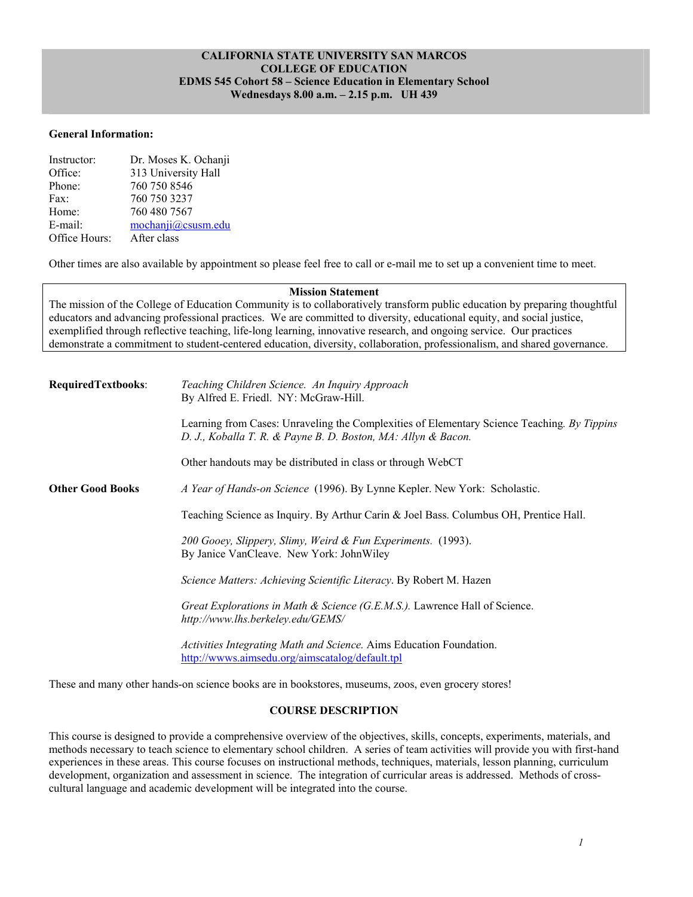**CALIFORNIA STATE UNIVERSITY SAN MARCOS**
**COLLEGE OF EDUCATION**
**EDMS 545 Cohort 58 – Science Education in Elementary School**
**Wednesdays 8.00 a.m. – 2.15 p.m. UH 439**

**General Information:**

Instructor: Dr. Moses K. Ochanji
Office: 313 University Hall
Phone: 760 750 8546
Fax: 760 750 3237
Home: 760 480 7567
E-mail: mochanji@csusm.edu
Office Hours: After class

Other times are also available by appointment so please feel free to call or e-mail me to set up a convenient time to meet.

**Mission Statement**

The mission of the College of Education Community is to collaboratively transform public education by preparing thoughtful educators and advancing professional practices. We are committed to diversity, educational equity, and social justice, exemplified through reflective teaching, life-long learning, innovative research, and ongoing service. Our practices demonstrate a commitment to student-centered education, diversity, collaboration, professionalism, and shared governance.

**RequiredTextbooks**:

*Teaching Children Science. An Inquiry Approach*
By Alfred E. Friedl. NY: McGraw-Hill.

Learning from Cases: Unraveling the Complexities of Elementary Science Teaching*. By Tippins D. J., Koballa T. R. & Payne B. D. Boston, MA: Allyn & Bacon.*

Other handouts may be distributed in class or through WebCT

**Other Good Books**

*A Year of Hands-on Science* (1996). By Lynne Kepler. New York: Scholastic.

Teaching Science as Inquiry. By Arthur Carin & Joel Bass. Columbus OH, Prentice Hall.

*200 Gooey, Slippery, Slimy, Weird & Fun Experiments.* (1993).
By Janice VanCleave. New York: JohnWiley

*Science Matters: Achieving Scientific Literacy*. By Robert M. Hazen

*Great Explorations in Math & Science (G.E.M.S.).* Lawrence Hall of Science.
*http://www.lhs.berkeley.edu/GEMS/*

*Activities Integrating Math and Science.* Aims Education Foundation.
http://wwws.aimsedu.org/aimscatalog/default.tpl

These and many other hands-on science books are in bookstores, museums, zoos, even grocery stores!

## COURSE DESCRIPTION

This course is designed to provide a comprehensive overview of the objectives, skills, concepts, experiments, materials, and methods necessary to teach science to elementary school children. A series of team activities will provide you with first-hand experiences in these areas. This course focuses on instructional methods, techniques, materials, lesson planning, curriculum development, organization and assessment in science. The integration of curricular areas is addressed. Methods of cross-cultural language and academic development will be integrated into the course.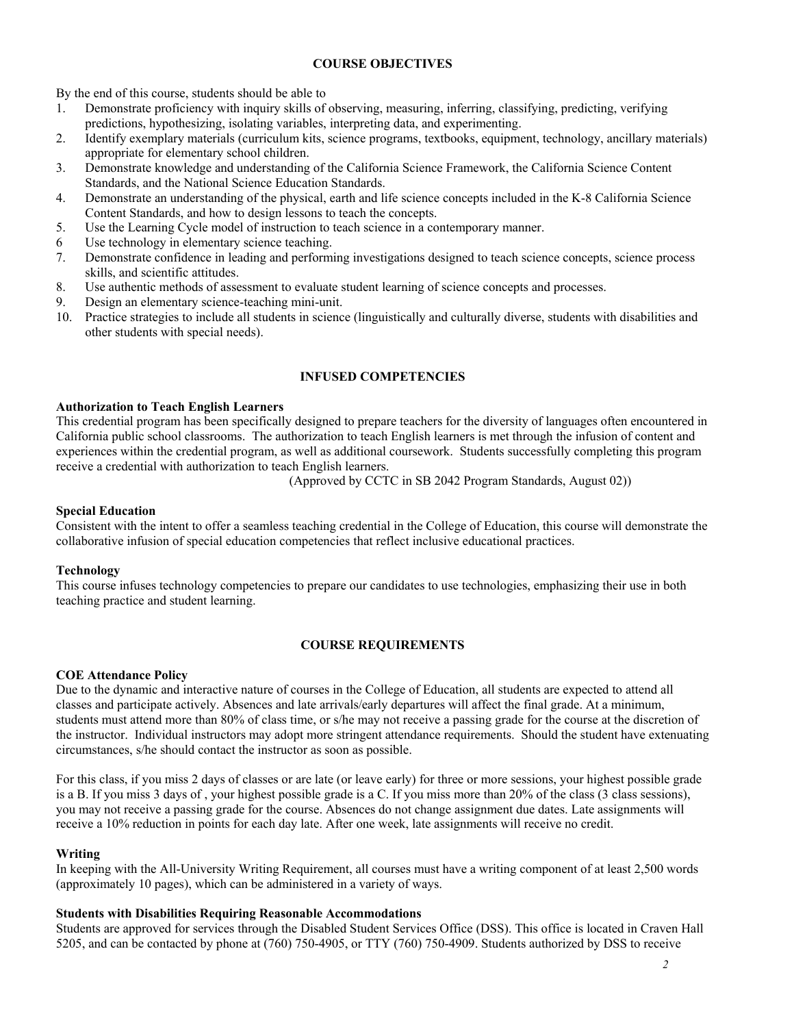## COURSE OBJECTIVES

By the end of this course, students should be able to

1. Demonstrate proficiency with inquiry skills of observing, measuring, inferring, classifying, predicting, verifying predictions, hypothesizing, isolating variables, interpreting data, and experimenting.
2. Identify exemplary materials (curriculum kits, science programs, textbooks, equipment, technology, ancillary materials) appropriate for elementary school children.
3. Demonstrate knowledge and understanding of the California Science Framework, the California Science Content Standards, and the National Science Education Standards.
4. Demonstrate an understanding of the physical, earth and life science concepts included in the K-8 California Science Content Standards, and how to design lessons to teach the concepts.
5. Use the Learning Cycle model of instruction to teach science in a contemporary manner.
6. Use technology in elementary science teaching.
7. Demonstrate confidence in leading and performing investigations designed to teach science concepts, science process skills, and scientific attitudes.
8. Use authentic methods of assessment to evaluate student learning of science concepts and processes.
9. Design an elementary science-teaching mini-unit.
10. Practice strategies to include all students in science (linguistically and culturally diverse, students with disabilities and other students with special needs).

## INFUSED COMPETENCIES

**Authorization to Teach English Learners**

This credential program has been specifically designed to prepare teachers for the diversity of languages often encountered in California public school classrooms. The authorization to teach English learners is met through the infusion of content and experiences within the credential program, as well as additional coursework. Students successfully completing this program receive a credential with authorization to teach English learners.

(Approved by CCTC in SB 2042 Program Standards, August 02))

**Special Education**

Consistent with the intent to offer a seamless teaching credential in the College of Education, this course will demonstrate the collaborative infusion of special education competencies that reflect inclusive educational practices.

**Technology**

This course infuses technology competencies to prepare our candidates to use technologies, emphasizing their use in both teaching practice and student learning.

## COURSE REQUIREMENTS

**COE Attendance Policy**

Due to the dynamic and interactive nature of courses in the College of Education, all students are expected to attend all classes and participate actively. Absences and late arrivals/early departures will affect the final grade. At a minimum, students must attend more than 80% of class time, or s/he may not receive a passing grade for the course at the discretion of the instructor. Individual instructors may adopt more stringent attendance requirements. Should the student have extenuating circumstances, s/he should contact the instructor as soon as possible.

For this class, if you miss 2 days of classes or are late (or leave early) for three or more sessions, your highest possible grade is a B. If you miss 3 days of , your highest possible grade is a C. If you miss more than 20% of the class (3 class sessions), you may not receive a passing grade for the course. Absences do not change assignment due dates. Late assignments will receive a 10% reduction in points for each day late. After one week, late assignments will receive no credit.

**Writing**

In keeping with the All-University Writing Requirement, all courses must have a writing component of at least 2,500 words (approximately 10 pages), which can be administered in a variety of ways.

**Students with Disabilities Requiring Reasonable Accommodations**

Students are approved for services through the Disabled Student Services Office (DSS). This office is located in Craven Hall 5205, and can be contacted by phone at (760) 750-4905, or TTY (760) 750-4909. Students authorized by DSS to receive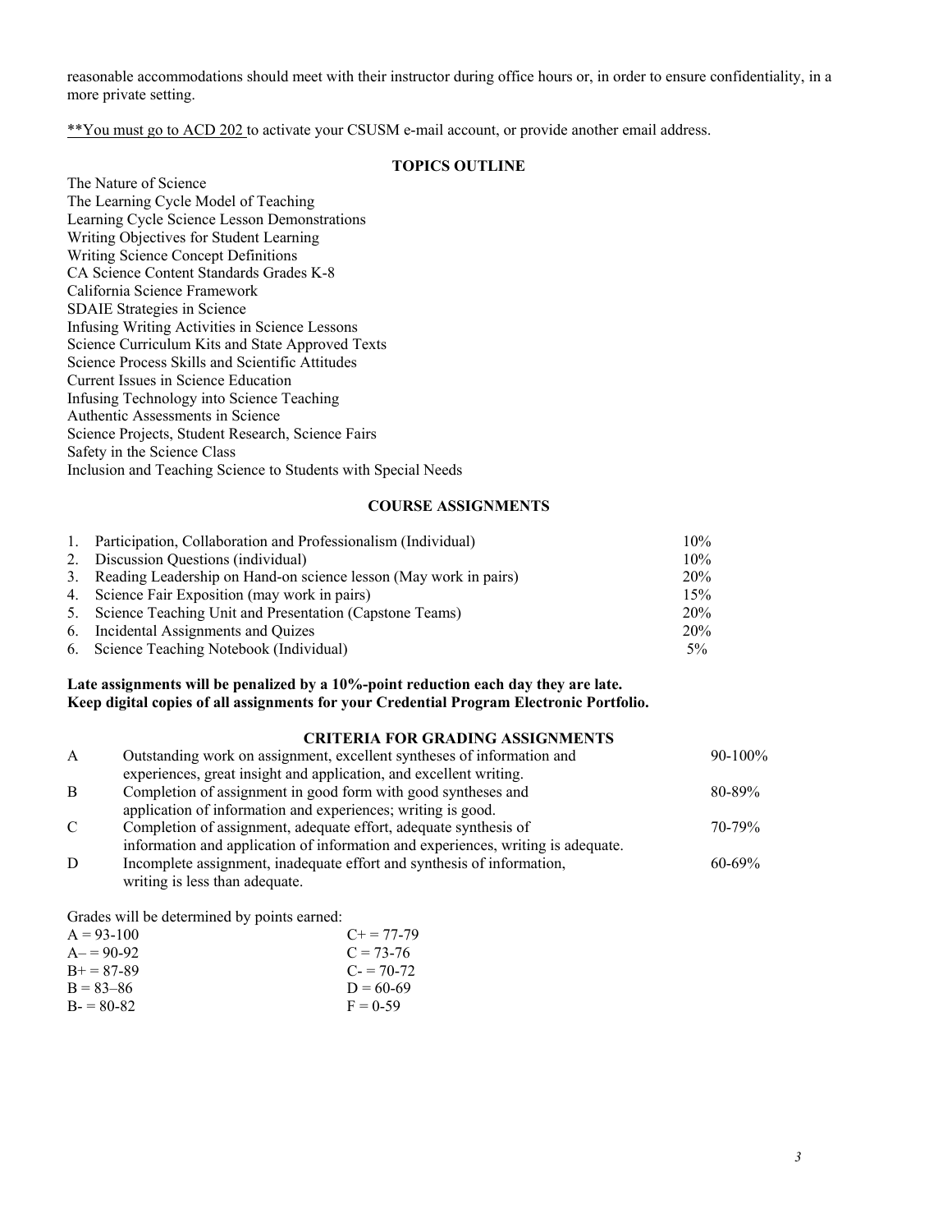reasonable accommodations should meet with their instructor during office hours or, in order to ensure confidentiality, in a more private setting.

**You must go to ACD 202 to activate your CSUSM e-mail account, or provide another email address.

## TOPICS OUTLINE

The Nature of Science
The Learning Cycle Model of Teaching
Learning Cycle Science Lesson Demonstrations
Writing Objectives for Student Learning
Writing Science Concept Definitions
CA Science Content Standards Grades K-8
California Science Framework
SDAIE Strategies in Science
Infusing Writing Activities in Science Lessons
Science Curriculum Kits and State Approved Texts
Science Process Skills and Scientific Attitudes
Current Issues in Science Education
Infusing Technology into Science Teaching
Authentic Assessments in Science
Science Projects, Student Research, Science Fairs
Safety in the Science Class
Inclusion and Teaching Science to Students with Special Needs

## COURSE ASSIGNMENTS

| | Assignment | Weight |
|---|---|---|
| 1. | Participation, Collaboration and Professionalism (Individual) | 10% |
| 2. | Discussion Questions (individual) | 10% |
| 3. | Reading Leadership on Hand-on science lesson (May work in pairs) | 20% |
| 4. | Science Fair Exposition (may work in pairs) | 15% |
| 5. | Science Teaching Unit and Presentation (Capstone Teams) | 20% |
| 6. | Incidental Assignments and Quizes | 20% |
| 6. | Science Teaching Notebook (Individual) | 5% |

**Late assignments will be penalized by a 10%-point reduction each day they are late.**
**Keep digital copies of all assignments for your Credential Program Electronic Portfolio.**

## CRITERIA FOR GRADING ASSIGNMENTS

| Grade | Criteria | Range |
|---|---|---|
| A | Outstanding work on assignment, excellent syntheses of information and experiences, great insight and application, and excellent writing. | 90-100% |
| B | Completion of assignment in good form with good syntheses and application of information and experiences; writing is good. | 80-89% |
| C | Completion of assignment, adequate effort, adequate synthesis of information and application of information and experiences, writing is adequate. | 70-79% |
| D | Incomplete assignment, inadequate effort and synthesis of information, writing is less than adequate. | 60-69% |

Grades will be determined by points earned:

| | |
|---|---|
| A = 93-100 | C+ = 77-79 |
| A– = 90-92 | C = 73-76 |
| B+ = 87-89 | C- = 70-72 |
| B = 83–86 | D = 60-69 |
| B- = 80-82 | F = 0-59 |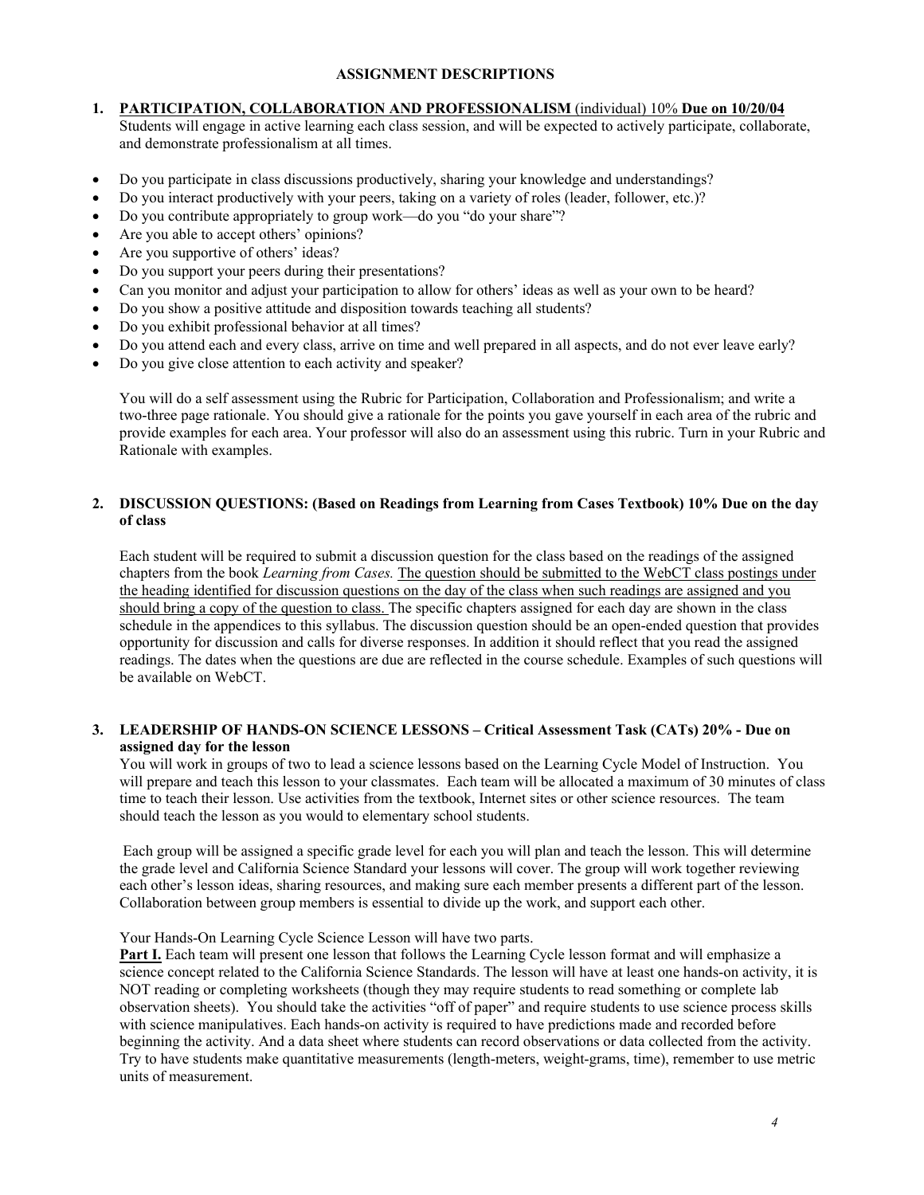## ASSIGNMENT DESCRIPTIONS

1. **<u>PARTICIPATION, COLLABORATION AND PROFESSIONALISM</u>** (individual) 10% **Due on 10/20/04**
   Students will engage in active learning each class session, and will be expected to actively participate, collaborate, and demonstrate professionalism at all times.

- Do you participate in class discussions productively, sharing your knowledge and understandings?
- Do you interact productively with your peers, taking on a variety of roles (leader, follower, etc.)?
- Do you contribute appropriately to group work—do you "do your share"?
- Are you able to accept others' opinions?
- Are you supportive of others' ideas?
- Do you support your peers during their presentations?
- Can you monitor and adjust your participation to allow for others' ideas as well as your own to be heard?
- Do you show a positive attitude and disposition towards teaching all students?
- Do you exhibit professional behavior at all times?
- Do you attend each and every class, arrive on time and well prepared in all aspects, and do not ever leave early?
- Do you give close attention to each activity and speaker?

You will do a self assessment using the Rubric for Participation, Collaboration and Professionalism; and write a two-three page rationale. You should give a rationale for the points you gave yourself in each area of the rubric and provide examples for each area. Your professor will also do an assessment using this rubric. Turn in your Rubric and Rationale with examples.

2. **DISCUSSION QUESTIONS: (Based on Readings from Learning from Cases Textbook) 10% Due on the day of class**

Each student will be required to submit a discussion question for the class based on the readings of the assigned chapters from the book *Learning from Cases.* <u>The question should be submitted to the WebCT class postings under the heading identified for discussion questions on the day of the class when such readings are assigned and you should bring a copy of the question to class.</u> The specific chapters assigned for each day are shown in the class schedule in the appendices to this syllabus. The discussion question should be an open-ended question that provides opportunity for discussion and calls for diverse responses. In addition it should reflect that you read the assigned readings. The dates when the questions are due are reflected in the course schedule. Examples of such questions will be available on WebCT.

3. **LEADERSHIP OF HANDS-ON SCIENCE LESSONS – Critical Assessment Task (CATs) 20% - Due on assigned day for the lesson**
   You will work in groups of two to lead a science lessons based on the Learning Cycle Model of Instruction. You will prepare and teach this lesson to your classmates. Each team will be allocated a maximum of 30 minutes of class time to teach their lesson. Use activities from the textbook, Internet sites or other science resources. The team should teach the lesson as you would to elementary school students.

Each group will be assigned a specific grade level for each you will plan and teach the lesson. This will determine the grade level and California Science Standard your lessons will cover. The group will work together reviewing each other's lesson ideas, sharing resources, and making sure each member presents a different part of the lesson. Collaboration between group members is essential to divide up the work, and support each other.

Your Hands-On Learning Cycle Science Lesson will have two parts.

**<u>Part I.</u>** Each team will present one lesson that follows the Learning Cycle lesson format and will emphasize a science concept related to the California Science Standards. The lesson will have at least one hands-on activity, it is NOT reading or completing worksheets (though they may require students to read something or complete lab observation sheets). You should take the activities "off of paper" and require students to use science process skills with science manipulatives. Each hands-on activity is required to have predictions made and recorded before beginning the activity. And a data sheet where students can record observations or data collected from the activity. Try to have students make quantitative measurements (length-meters, weight-grams, time), remember to use metric units of measurement.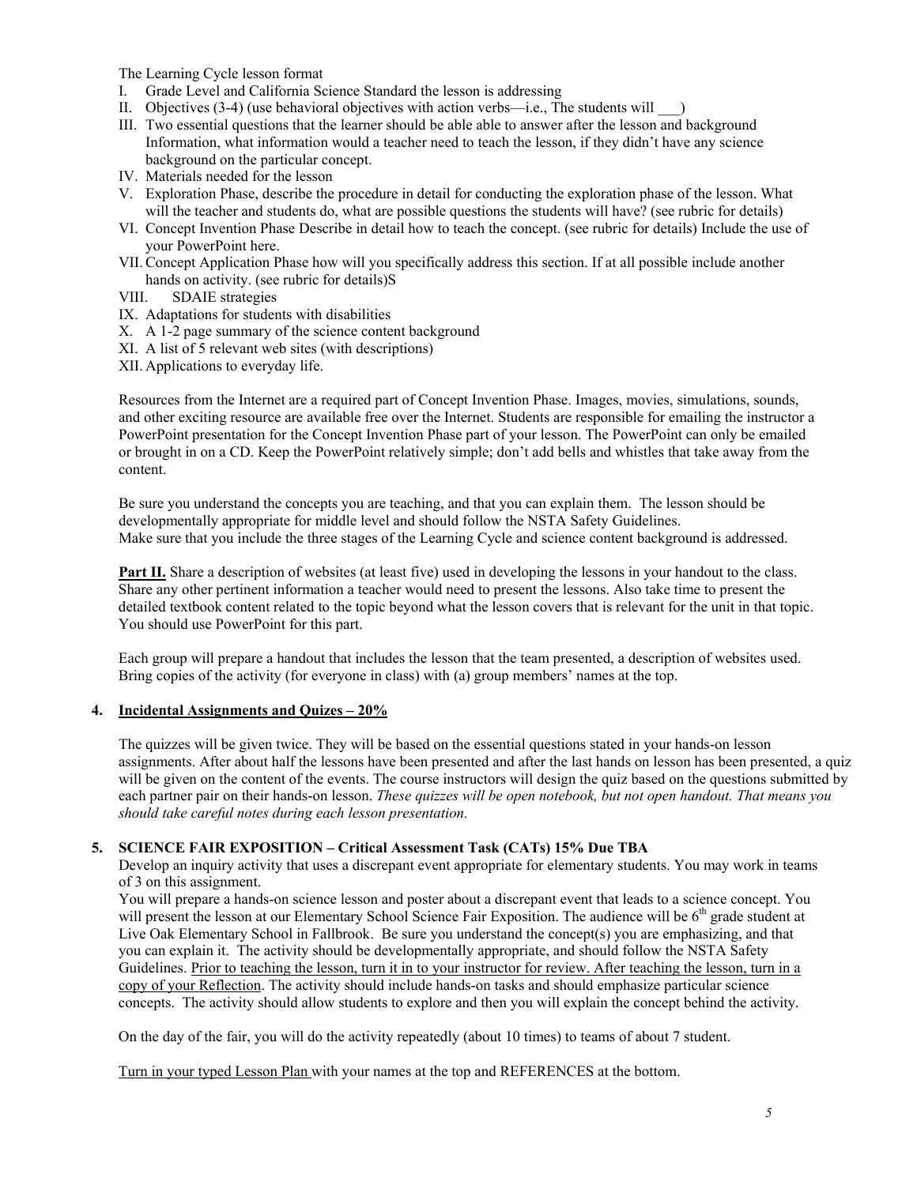The Learning Cycle lesson format

I. Grade Level and California Science Standard the lesson is addressing
II. Objectives (3-4) (use behavioral objectives with action verbs—i.e., The students will ___)
III. Two essential questions that the learner should be able able to answer after the lesson and background Information, what information would a teacher need to teach the lesson, if they didn't have any science background on the particular concept.
IV. Materials needed for the lesson
V. Exploration Phase, describe the procedure in detail for conducting the exploration phase of the lesson. What will the teacher and students do, what are possible questions the students will have? (see rubric for details)
VI. Concept Invention Phase Describe in detail how to teach the concept. (see rubric for details) Include the use of your PowerPoint here.
VII. Concept Application Phase how will you specifically address this section. If at all possible include another hands on activity. (see rubric for details)S
VIII. SDAIE strategies
IX. Adaptations for students with disabilities
X. A 1-2 page summary of the science content background
XI. A list of 5 relevant web sites (with descriptions)
XII. Applications to everyday life.

Resources from the Internet are a required part of Concept Invention Phase. Images, movies, simulations, sounds, and other exciting resource are available free over the Internet. Students are responsible for emailing the instructor a PowerPoint presentation for the Concept Invention Phase part of your lesson. The PowerPoint can only be emailed or brought in on a CD. Keep the PowerPoint relatively simple; don't add bells and whistles that take away from the content.

Be sure you understand the concepts you are teaching, and that you can explain them. The lesson should be developmentally appropriate for middle level and should follow the NSTA Safety Guidelines.
Make sure that you include the three stages of the Learning Cycle and science content background is addressed.

**Part II.** Share a description of websites (at least five) used in developing the lessons in your handout to the class. Share any other pertinent information a teacher would need to present the lessons. Also take time to present the detailed textbook content related to the topic beyond what the lesson covers that is relevant for the unit in that topic. You should use PowerPoint for this part.

Each group will prepare a handout that includes the lesson that the team presented, a description of websites used. Bring copies of the activity (for everyone in class) with (a) group members' names at the top.

**4. Incidental Assignments and Quizes – 20%**

The quizzes will be given twice. They will be based on the essential questions stated in your hands-on lesson assignments. After about half the lessons have been presented and after the last hands on lesson has been presented, a quiz will be given on the content of the events. The course instructors will design the quiz based on the questions submitted by each partner pair on their hands-on lesson. *These quizzes will be open notebook, but not open handout. That means you should take careful notes during each lesson presentation.*

**5. SCIENCE FAIR EXPOSITION – Critical Assessment Task (CATs) 15% Due TBA**

Develop an inquiry activity that uses a discrepant event appropriate for elementary students. You may work in teams of 3 on this assignment.
You will prepare a hands-on science lesson and poster about a discrepant event that leads to a science concept. You will present the lesson at our Elementary School Science Fair Exposition. The audience will be 6th grade student at Live Oak Elementary School in Fallbrook. Be sure you understand the concept(s) you are emphasizing, and that you can explain it. The activity should be developmentally appropriate, and should follow the NSTA Safety Guidelines. Prior to teaching the lesson, turn it in to your instructor for review. After teaching the lesson, turn in a copy of your Reflection. The activity should include hands-on tasks and should emphasize particular science concepts. The activity should allow students to explore and then you will explain the concept behind the activity.

On the day of the fair, you will do the activity repeatedly (about 10 times) to teams of about 7 student.

Turn in your typed Lesson Plan with your names at the top and REFERENCES at the bottom.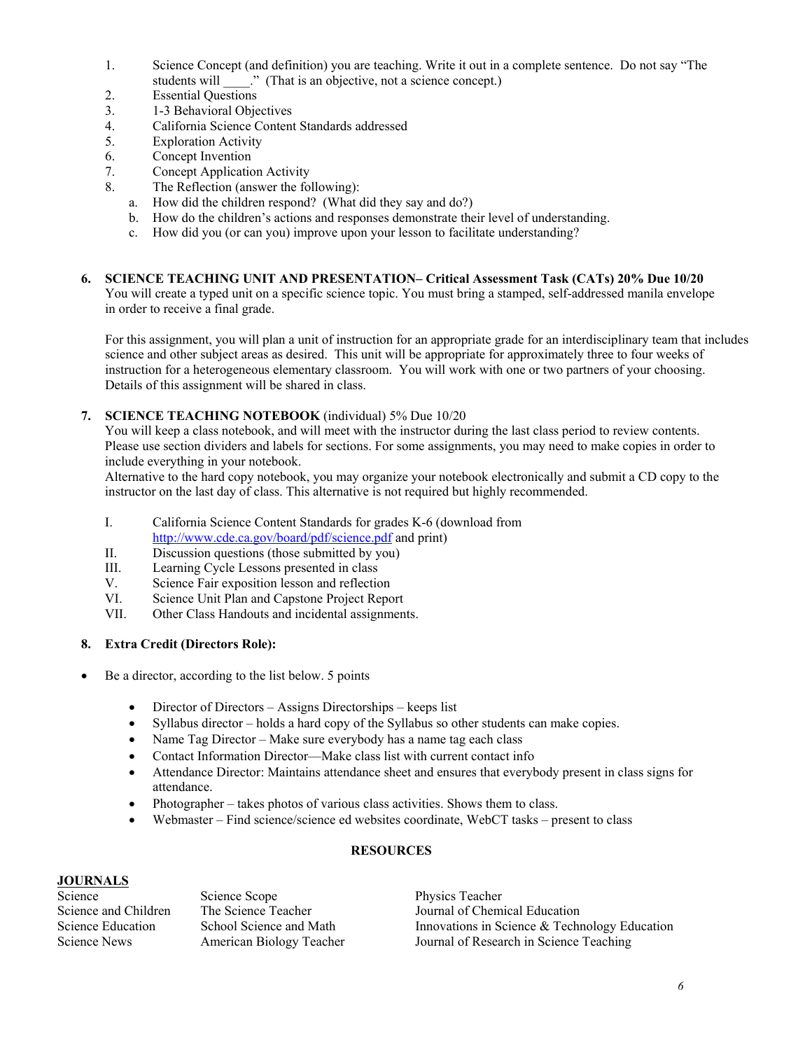1. Science Concept (and definition) you are teaching. Write it out in a complete sentence. Do not say "The students will ____." (That is an objective, not a science concept.)
2. Essential Questions
3. 1-3 Behavioral Objectives
4. California Science Content Standards addressed
5. Exploration Activity
6. Concept Invention
7. Concept Application Activity
8. The Reflection (answer the following):
   a. How did the children respond? (What did they say and do?)
   b. How do the children's actions and responses demonstrate their level of understanding.
   c. How did you (or can you) improve upon your lesson to facilitate understanding?

**6. SCIENCE TEACHING UNIT AND PRESENTATION– Critical Assessment Task (CATs) 20% Due 10/20**

You will create a typed unit on a specific science topic. You must bring a stamped, self-addressed manila envelope in order to receive a final grade.

For this assignment, you will plan a unit of instruction for an appropriate grade for an interdisciplinary team that includes science and other subject areas as desired. This unit will be appropriate for approximately three to four weeks of instruction for a heterogeneous elementary classroom. You will work with one or two partners of your choosing. Details of this assignment will be shared in class.

**7. SCIENCE TEACHING NOTEBOOK** (individual) 5% Due 10/20

You will keep a class notebook, and will meet with the instructor during the last class period to review contents. Please use section dividers and labels for sections. For some assignments, you may need to make copies in order to include everything in your notebook.

Alternative to the hard copy notebook, you may organize your notebook electronically and submit a CD copy to the instructor on the last day of class. This alternative is not required but highly recommended.

- I. California Science Content Standards for grades K-6 (download from http://www.cde.ca.gov/board/pdf/science.pdf and print)
- II. Discussion questions (those submitted by you)
- III. Learning Cycle Lessons presented in class
- V. Science Fair exposition lesson and reflection
- VI. Science Unit Plan and Capstone Project Report
- VII. Other Class Handouts and incidental assignments.

**8. Extra Credit (Directors Role):**

- Be a director, according to the list below. 5 points
  - Director of Directors – Assigns Directorships – keeps list
  - Syllabus director – holds a hard copy of the Syllabus so other students can make copies.
  - Name Tag Director – Make sure everybody has a name tag each class
  - Contact Information Director—Make class list with current contact info
  - Attendance Director: Maintains attendance sheet and ensures that everybody present in class signs for attendance.
  - Photographer – takes photos of various class activities. Shows them to class.
  - Webmaster – Find science/science ed websites coordinate, WebCT tasks – present to class

## RESOURCES

**JOURNALS**

| | | |
|---|---|---|
| Science | Science Scope | Physics Teacher |
| Science and Children | The Science Teacher | Journal of Chemical Education |
| Science Education | School Science and Math | Innovations in Science & Technology Education |
| Science News | American Biology Teacher | Journal of Research in Science Teaching |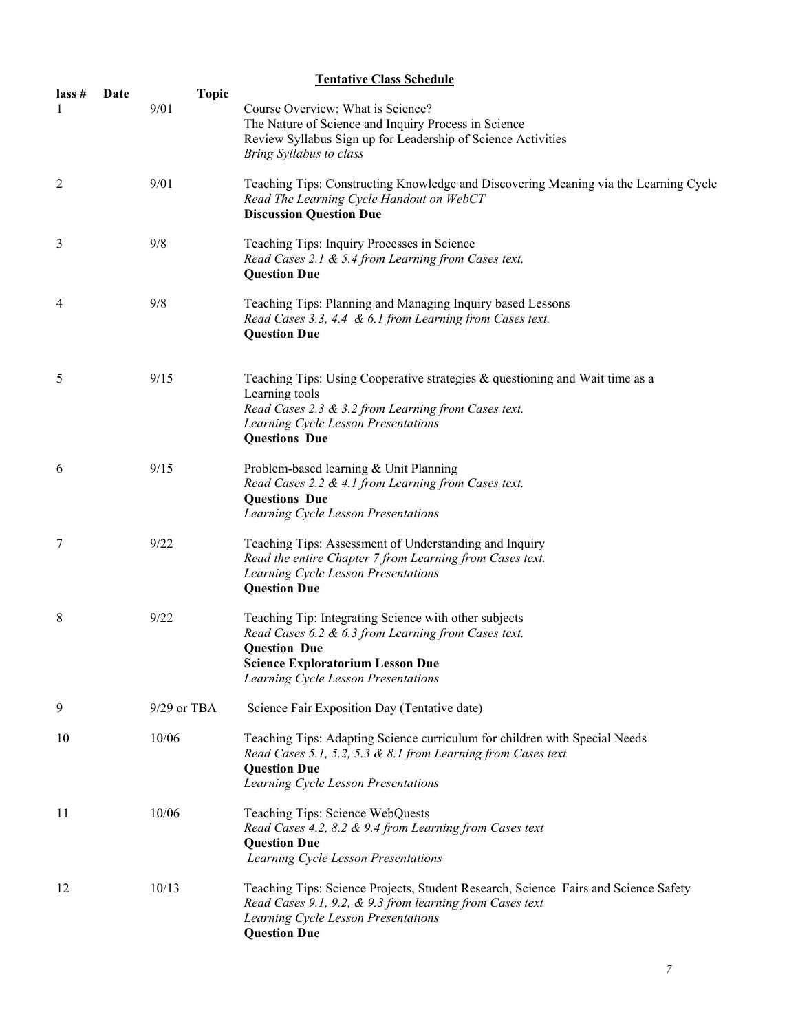## Tentative Class Schedule

| lass # | Date | Topic |
|---|---|---|
| 1 | 9/01 | Course Overview: What is Science?<br>The Nature of Science and Inquiry Process in Science<br>Review Syllabus Sign up for Leadership of Science Activities<br>*Bring Syllabus to class* |
| 2 | 9/01 | Teaching Tips: Constructing Knowledge and Discovering Meaning via the Learning Cycle<br>*Read The Learning Cycle Handout on WebCT*<br>**Discussion Question Due** |
| 3 | 9/8 | Teaching Tips: Inquiry Processes in Science<br>*Read Cases 2.1 & 5.4 from Learning from Cases text.*<br>**Question Due** |
| 4 | 9/8 | Teaching Tips: Planning and Managing Inquiry based Lessons<br>*Read Cases 3.3, 4.4 & 6.1 from Learning from Cases text.*<br>**Question Due** |
| 5 | 9/15 | Teaching Tips: Using Cooperative strategies & questioning and Wait time as a Learning tools<br>*Read Cases 2.3 & 3.2 from Learning from Cases text.*<br>*Learning Cycle Lesson Presentations*<br>**Questions Due** |
| 6 | 9/15 | Problem-based learning & Unit Planning<br>*Read Cases 2.2 & 4.1 from Learning from Cases text.*<br>**Questions Due**<br>*Learning Cycle Lesson Presentations* |
| 7 | 9/22 | Teaching Tips: Assessment of Understanding and Inquiry<br>*Read the entire Chapter 7 from Learning from Cases text.*<br>*Learning Cycle Lesson Presentations*<br>**Question Due** |
| 8 | 9/22 | Teaching Tip: Integrating Science with other subjects<br>*Read Cases 6.2 & 6.3 from Learning from Cases text.*<br>**Question Due**<br>**Science Exploratorium Lesson Due**<br>*Learning Cycle Lesson Presentations* |
| 9 | 9/29 or TBA | Science Fair Exposition Day (Tentative date) |
| 10 | 10/06 | Teaching Tips: Adapting Science curriculum for children with Special Needs<br>*Read Cases 5.1, 5.2, 5.3 & 8.1 from Learning from Cases text*<br>**Question Due**<br>*Learning Cycle Lesson Presentations* |
| 11 | 10/06 | Teaching Tips: Science WebQuests<br>*Read Cases 4.2, 8.2 & 9.4 from Learning from Cases text*<br>**Question Due**<br>*Learning Cycle Lesson Presentations* |
| 12 | 10/13 | Teaching Tips: Science Projects, Student Research, Science Fairs and Science Safety<br>*Read Cases 9.1, 9.2, & 9.3 from learning from Cases text*<br>*Learning Cycle Lesson Presentations*<br>**Question Due** |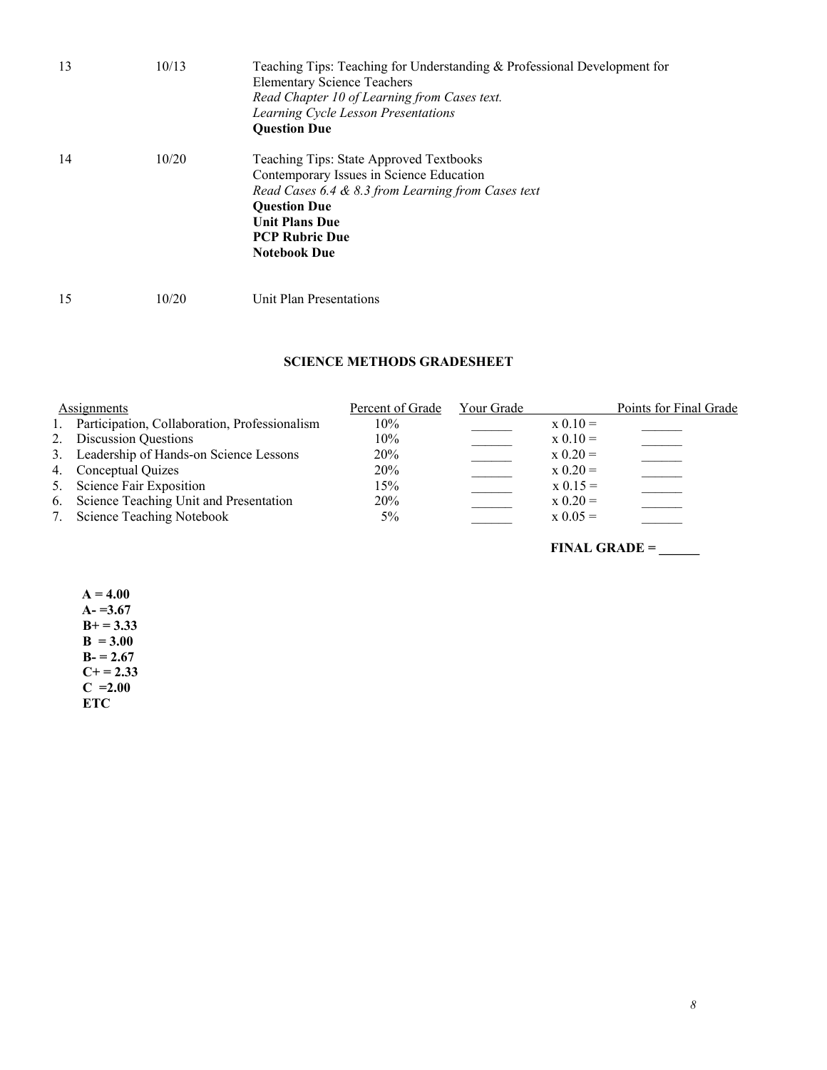| | | |
|---|---|---|
| 13 | 10/13 | Teaching Tips: Teaching for Understanding & Professional Development for Elementary Science Teachers<br>*Read Chapter 10 of Learning from Cases text.*<br>*Learning Cycle Lesson Presentations*<br>**Question Due** |
| 14 | 10/20 | Teaching Tips: State Approved Textbooks<br>Contemporary Issues in Science Education<br>*Read Cases 6.4 & 8.3 from Learning from Cases text*<br>**Question Due**<br>**Unit Plans Due**<br>**PCP Rubric Due**<br>**Notebook Due** |
| 15 | 10/20 | Unit Plan Presentations |

## SCIENCE METHODS GRADESHEET

| Assignments | Percent of Grade | Your Grade | | Points for Final Grade |
|---|---|---|---|---|
| 1. Participation, Collaboration, Professionalism | 10% | ______ | x 0.10 = | ______ |
| 2. Discussion Questions | 10% | ______ | x 0.10 = | ______ |
| 3. Leadership of Hands-on Science Lessons | 20% | ______ | x 0.20 = | ______ |
| 4. Conceptual Quizes | 20% | ______ | x 0.20 = | ______ |
| 5. Science Fair Exposition | 15% | ______ | x 0.15 = | ______ |
| 6. Science Teaching Unit and Presentation | 20% | ______ | x 0.20 = | ______ |
| 7. Science Teaching Notebook | 5% | ______ | x 0.05 = | ______ |

**FINAL GRADE = ______**

**A = 4.00**
**A- =3.67**
**B+ = 3.33**
**B = 3.00**
**B- = 2.67**
**C+ = 2.33**
**C =2.00**
**ETC**